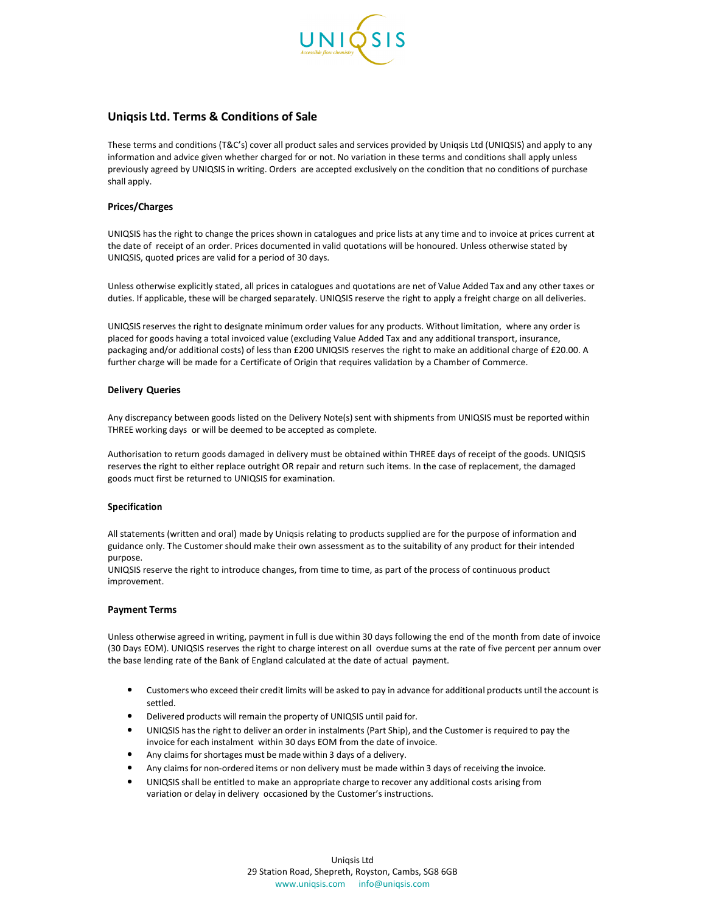# Uniqsis Ltd. Terms & Conditions of Sale

These terms and conditions (T&C's) cover all product sales and services provided by Uniqsis Ltd (UNIQSIS) and apply to any information and advice given whether charged for or not. No variation in these terms and conditions shall apply unless previously agreed by UNIQSIS in writing. Orders are accepted exclusively on the condition that no conditions of purchase shall apply.

### Prices/Charges

UNIQSIS has the right to change the prices shown in catalogues and price lists at any time and to invoice at prices current at the date of receipt of an order. Prices documented in valid quotations will be honoured. Unless otherwise stated by UNIQSIS, quoted prices are valid for a period of 30 days.

Unless otherwise explicitly stated, all prices in catalogues and quotations are net of Value Added Tax and any other taxes or duties. If applicable, these will be charged separately. UNIQSIS reserve the right to apply a freight charge on all deliveries.

UNIQSIS reserves the right to designate minimum order values for any products. Without limitation, where any order is placed for goods having a total invoiced value (excluding Value Added Tax and any additional transport, insurance, packaging and/or additional costs) of less than £200 UNIQSIS reserves the right to make an additional charge of £20.00. A further charge will be made for a Certificate of Origin that requires validation by a Chamber of Commerce.

### Delivery Queries

Any discrepancy between goods listed on the Delivery Note(s) sent with shipments from UNIQSIS must be reported within THREE working days or will be deemed to be accepted as complete.

Authorisation to return goods damaged in delivery must be obtained within THREE days of receipt of the goods. UNIQSIS reserves the right to either replace outright OR repair and return such items. In the case of replacement, the damaged goods muct first be returned to UNIQSIS for examination.

### Specification

All statements (written and oral) made by Uniqsis relating to products supplied are for the purpose of information and guidance only. The Customer should make their own assessment as to the suitability of any product for their intended purpose.
UNIQSIS reserve the right to introduce changes, from time to time, as part of the process of continuous product improvement.

### Payment Terms

Unless otherwise agreed in writing, payment in full is due within 30 days following the end of the month from date of invoice (30 Days EOM). UNIQSIS reserves the right to charge interest on all overdue sums at the rate of five percent per annum over the base lending rate of the Bank of England calculated at the date of actual payment.

- Customers who exceed their credit limits will be asked to pay in advance for additional products until the account is settled.
- Delivered products will remain the property of UNIQSIS until paid for.
- UNIQSIS has the right to deliver an order in instalments (Part Ship), and the Customer is required to pay the invoice for each instalment within 30 days EOM from the date of invoice.
- Any claims for shortages must be made within 3 days of a delivery.
- Any claims for non-ordered items or non delivery must be made within 3 days of receiving the invoice.
- UNIQSIS shall be entitled to make an appropriate charge to recover any additional costs arising from variation or delay in delivery occasioned by the Customer's instructions.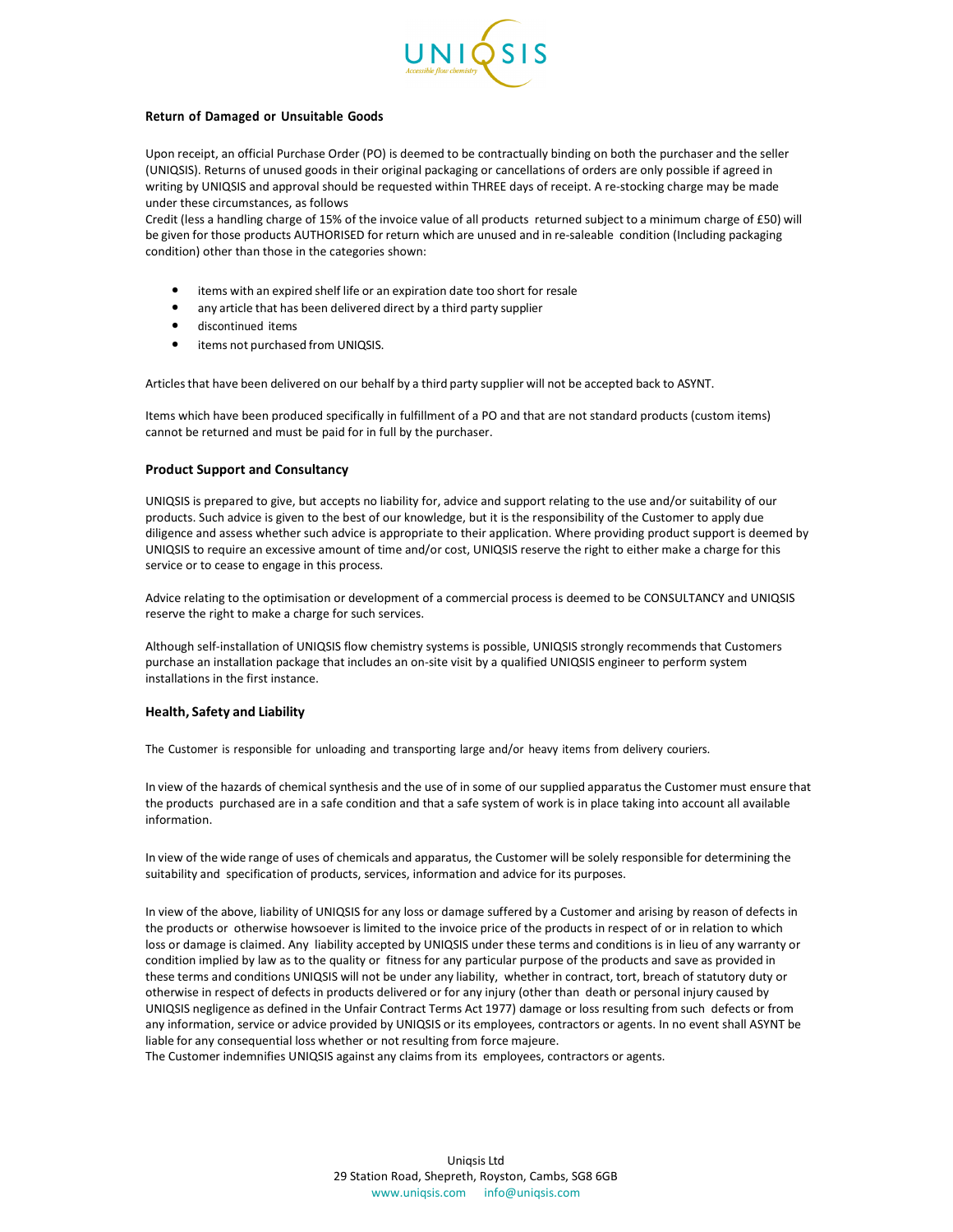**Return of Damaged or Unsuitable Goods**

Upon receipt, an official Purchase Order (PO) is deemed to be contractually binding on both the purchaser and the seller (UNIQSIS). Returns of unused goods in their original packaging or cancellations of orders are only possible if agreed in writing by UNIQSIS and approval should be requested within THREE days of receipt. A re-stocking charge may be made under these circumstances, as follows
Credit (less a handling charge of 15% of the invoice value of all products returned subject to a minimum charge of £50) will be given for those products AUTHORISED for return which are unused and in re-saleable condition (Including packaging condition) other than those in the categories shown:

- items with an expired shelf life or an expiration date too short for resale
- any article that has been delivered direct by a third party supplier
- discontinued items
- items not purchased from UNIQSIS.

Articles that have been delivered on our behalf by a third party supplier will not be accepted back to ASYNT.

Items which have been produced specifically in fulfillment of a PO and that are not standard products (custom items) cannot be returned and must be paid for in full by the purchaser.

**Product Support and Consultancy**

UNIQSIS is prepared to give, but accepts no liability for, advice and support relating to the use and/or suitability of our products. Such advice is given to the best of our knowledge, but it is the responsibility of the Customer to apply due diligence and assess whether such advice is appropriate to their application. Where providing product support is deemed by UNIQSIS to require an excessive amount of time and/or cost, UNIQSIS reserve the right to either make a charge for this service or to cease to engage in this process.

Advice relating to the optimisation or development of a commercial process is deemed to be CONSULTANCY and UNIQSIS reserve the right to make a charge for such services.

Although self-installation of UNIQSIS flow chemistry systems is possible, UNIQSIS strongly recommends that Customers purchase an installation package that includes an on-site visit by a qualified UNIQSIS engineer to perform system installations in the first instance.

**Health, Safety and Liability**

The Customer is responsible for unloading and transporting large and/or heavy items from delivery couriers.

In view of the hazards of chemical synthesis and the use of in some of our supplied apparatus the Customer must ensure that the products purchased are in a safe condition and that a safe system of work is in place taking into account all available information.

In view of the wide range of uses of chemicals and apparatus, the Customer will be solely responsible for determining the suitability and specification of products, services, information and advice for its purposes.

In view of the above, liability of UNIQSIS for any loss or damage suffered by a Customer and arising by reason of defects in the products or otherwise howsoever is limited to the invoice price of the products in respect of or in relation to which loss or damage is claimed. Any liability accepted by UNIQSIS under these terms and conditions is in lieu of any warranty or condition implied by law as to the quality or fitness for any particular purpose of the products and save as provided in these terms and conditions UNIQSIS will not be under any liability, whether in contract, tort, breach of statutory duty or otherwise in respect of defects in products delivered or for any injury (other than death or personal injury caused by UNIQSIS negligence as defined in the Unfair Contract Terms Act 1977) damage or loss resulting from such defects or from any information, service or advice provided by UNIQSIS or its employees, contractors or agents. In no event shall ASYNT be liable for any consequential loss whether or not resulting from force majeure.
The Customer indemnifies UNIQSIS against any claims from its employees, contractors or agents.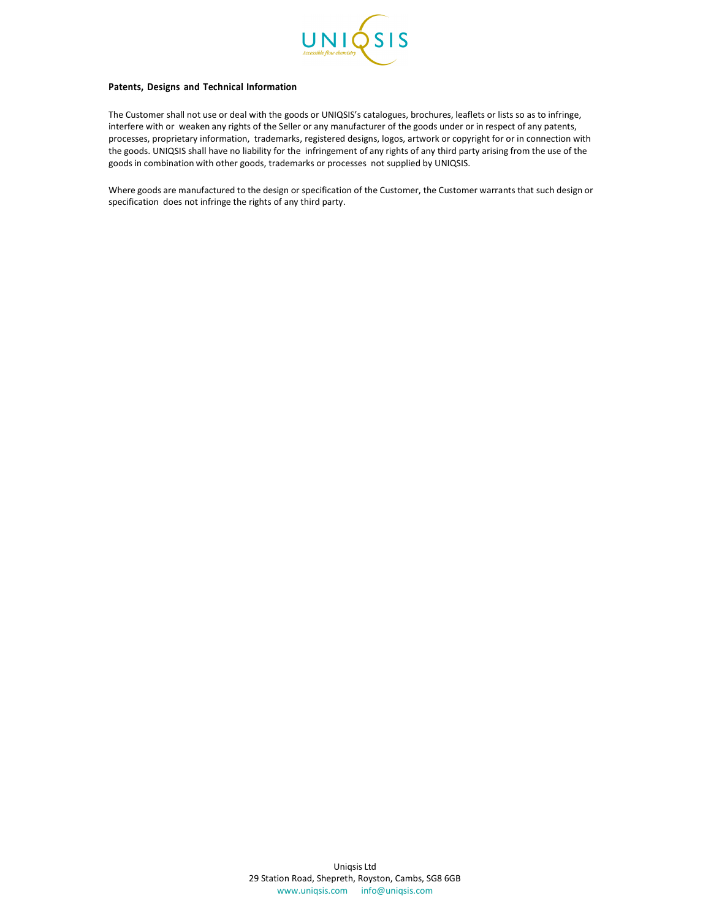**Patents, Designs and Technical Information**

The Customer shall not use or deal with the goods or UNIQSIS's catalogues, brochures, leaflets or lists so as to infringe, interfere with or weaken any rights of the Seller or any manufacturer of the goods under or in respect of any patents, processes, proprietary information, trademarks, registered designs, logos, artwork or copyright for or in connection with the goods. UNIQSIS shall have no liability for the infringement of any rights of any third party arising from the use of the goods in combination with other goods, trademarks or processes not supplied by UNIQSIS.

Where goods are manufactured to the design or specification of the Customer, the Customer warrants that such design or specification does not infringe the rights of any third party.